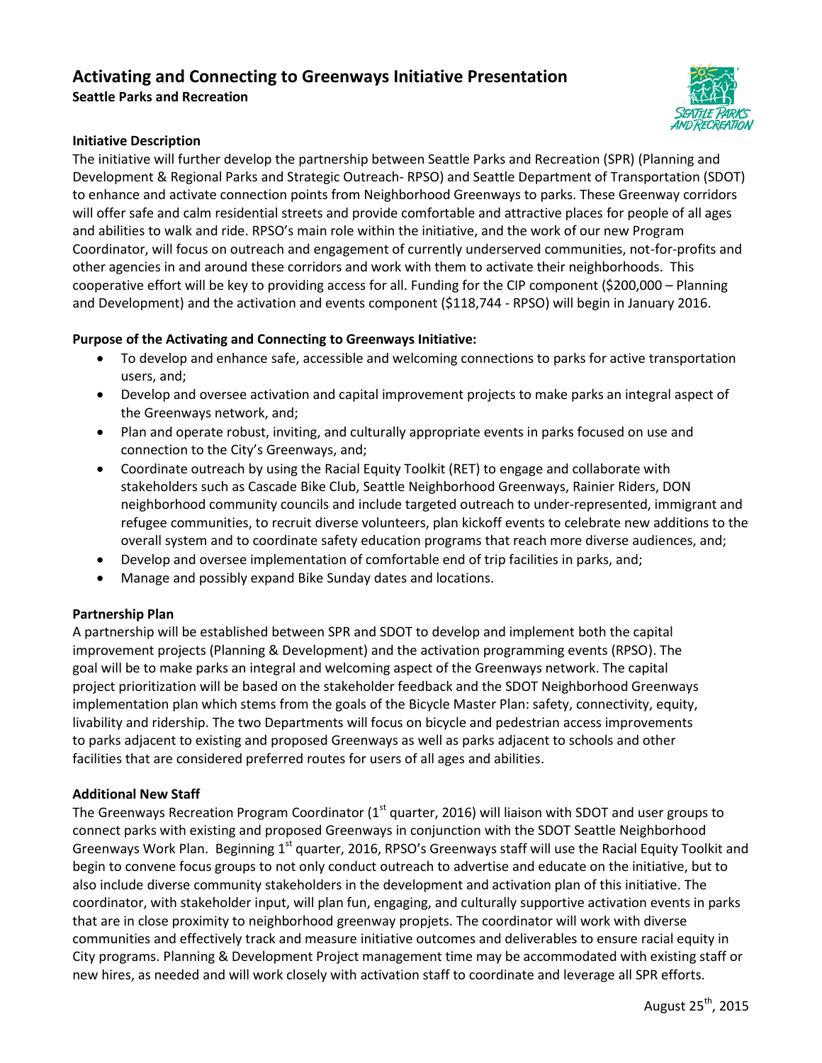# Activating and Connecting to Greenways Initiative Presentation

**Seattle Parks and Recreation**

### Initiative Description

The initiative will further develop the partnership between Seattle Parks and Recreation (SPR) (Planning and Development & Regional Parks and Strategic Outreach- RPSO) and Seattle Department of Transportation (SDOT) to enhance and activate connection points from Neighborhood Greenways to parks. These Greenway corridors will offer safe and calm residential streets and provide comfortable and attractive places for people of all ages and abilities to walk and ride. RPSO's main role within the initiative, and the work of our new Program Coordinator, will focus on outreach and engagement of currently underserved communities, not-for-profits and other agencies in and around these corridors and work with them to activate their neighborhoods. This cooperative effort will be key to providing access for all. Funding for the CIP component ($200,000 – Planning and Development) and the activation and events component ($118,744 - RPSO) will begin in January 2016.

### Purpose of the Activating and Connecting to Greenways Initiative:

- To develop and enhance safe, accessible and welcoming connections to parks for active transportation users, and;
- Develop and oversee activation and capital improvement projects to make parks an integral aspect of the Greenways network, and;
- Plan and operate robust, inviting, and culturally appropriate events in parks focused on use and connection to the City's Greenways, and;
- Coordinate outreach by using the Racial Equity Toolkit (RET) to engage and collaborate with stakeholders such as Cascade Bike Club, Seattle Neighborhood Greenways, Rainier Riders, DON neighborhood community councils and include targeted outreach to under-represented, immigrant and refugee communities, to recruit diverse volunteers, plan kickoff events to celebrate new additions to the overall system and to coordinate safety education programs that reach more diverse audiences, and;
- Develop and oversee implementation of comfortable end of trip facilities in parks, and;
- Manage and possibly expand Bike Sunday dates and locations.

### Partnership Plan

A partnership will be established between SPR and SDOT to develop and implement both the capital improvement projects (Planning & Development) and the activation programming events (RPSO). The goal will be to make parks an integral and welcoming aspect of the Greenways network. The capital project prioritization will be based on the stakeholder feedback and the SDOT Neighborhood Greenways implementation plan which stems from the goals of the Bicycle Master Plan: safety, connectivity, equity, livability and ridership. The two Departments will focus on bicycle and pedestrian access improvements to parks adjacent to existing and proposed Greenways as well as parks adjacent to schools and other facilities that are considered preferred routes for users of all ages and abilities.

### Additional New Staff

The Greenways Recreation Program Coordinator (1st quarter, 2016) will liaison with SDOT and user groups to connect parks with existing and proposed Greenways in conjunction with the SDOT Seattle Neighborhood Greenways Work Plan. Beginning 1st quarter, 2016, RPSO's Greenways staff will use the Racial Equity Toolkit and begin to convene focus groups to not only conduct outreach to advertise and educate on the initiative, but to also include diverse community stakeholders in the development and activation plan of this initiative. The coordinator, with stakeholder input, will plan fun, engaging, and culturally supportive activation events in parks that are in close proximity to neighborhood greenway propjets. The coordinator will work with diverse communities and effectively track and measure initiative outcomes and deliverables to ensure racial equity in City programs. Planning & Development Project management time may be accommodated with existing staff or new hires, as needed and will work closely with activation staff to coordinate and leverage all SPR efforts.

August 25th, 2015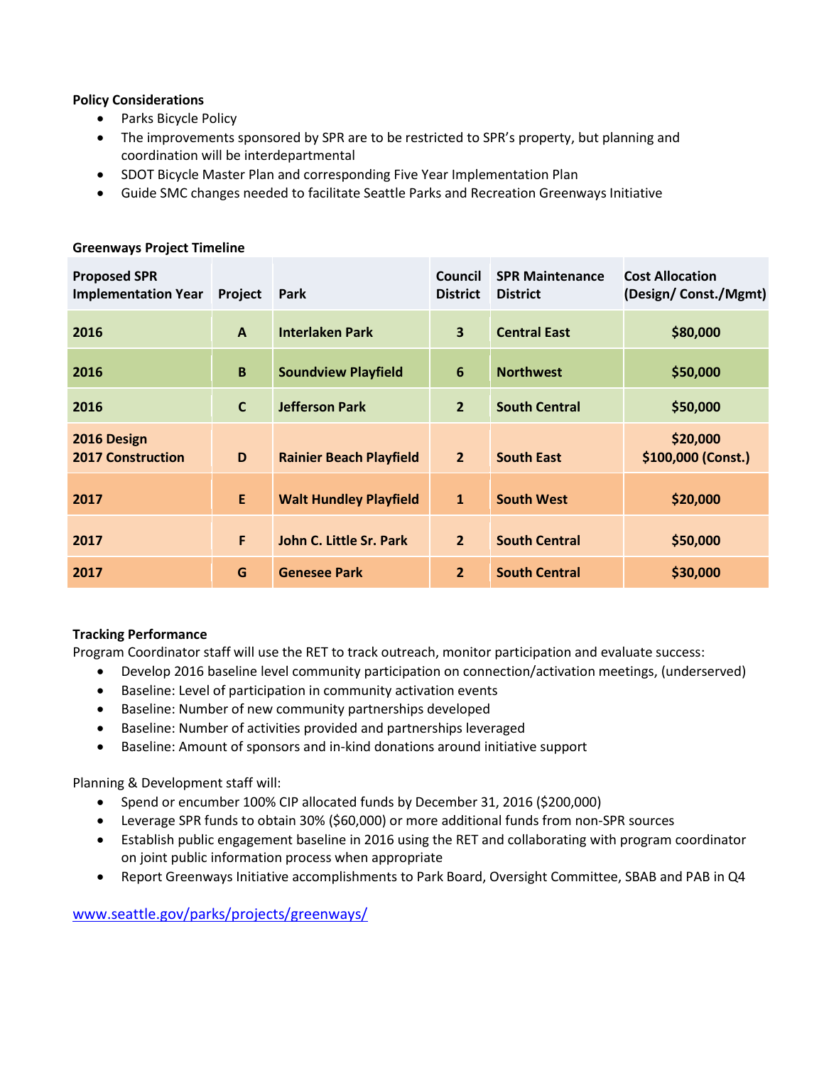**Policy Considerations**

- Parks Bicycle Policy
- The improvements sponsored by SPR are to be restricted to SPR's property, but planning and coordination will be interdepartmental
- SDOT Bicycle Master Plan and corresponding Five Year Implementation Plan
- Guide SMC changes needed to facilitate Seattle Parks and Recreation Greenways Initiative

**Greenways Project Timeline**

| Proposed SPR Implementation Year | Project | Park | Council District | SPR Maintenance District | Cost Allocation (Design/ Const./Mgmt) |
|---|---|---|---|---|---|
| **2016** | **A** | **Interlaken Park** | **3** | **Central East** | **$80,000** |
| **2016** | **B** | **Soundview Playfield** | **6** | **Northwest** | **$50,000** |
| **2016** | **C** | **Jefferson Park** | **2** | **South Central** | **$50,000** |
| **2016 Design 2017 Construction** | **D** | **Rainier Beach Playfield** | **2** | **South East** | **$20,000 $100,000 (Const.)** |
| **2017** | **E** | **Walt Hundley Playfield** | **1** | **South West** | **$20,000** |
| **2017** | **F** | **John C. Little Sr. Park** | **2** | **South Central** | **$50,000** |
| **2017** | **G** | **Genesee Park** | **2** | **South Central** | **$30,000** |

**Tracking Performance**

Program Coordinator staff will use the RET to track outreach, monitor participation and evaluate success:

- Develop 2016 baseline level community participation on connection/activation meetings, (underserved)
- Baseline: Level of participation in community activation events
- Baseline: Number of new community partnerships developed
- Baseline: Number of activities provided and partnerships leveraged
- Baseline: Amount of sponsors and in-kind donations around initiative support

Planning & Development staff will:

- Spend or encumber 100% CIP allocated funds by December 31, 2016 ($200,000)
- Leverage SPR funds to obtain 30% ($60,000) or more additional funds from non-SPR sources
- Establish public engagement baseline in 2016 using the RET and collaborating with program coordinator on joint public information process when appropriate
- Report Greenways Initiative accomplishments to Park Board, Oversight Committee, SBAB and PAB in Q4

[www.seattle.gov/parks/projects/greenways/](http://www.seattle.gov/parks/projects/greenways/)